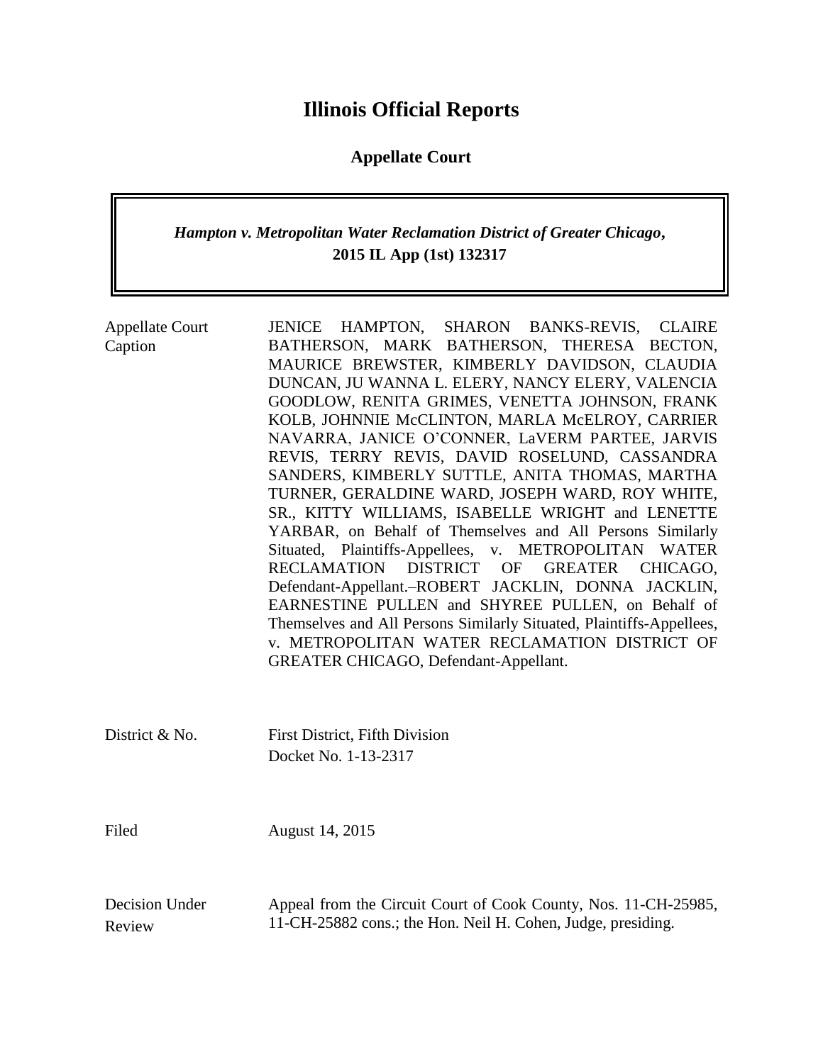# Illinois Official Reports

## Appellate Court

***Hampton v. Metropolitan Water Reclamation District of Greater Chicago*, 2015 IL App (1st) 132317**

| | |
|---|---|
| Appellate Court Caption | JENICE HAMPTON, SHARON BANKS-REVIS, CLAIRE BATHERSON, MARK BATHERSON, THERESA BECTON, MAURICE BREWSTER, KIMBERLY DAVIDSON, CLAUDIA DUNCAN, JU WANNA L. ELERY, NANCY ELERY, VALENCIA GOODLOW, RENITA GRIMES, VENETTA JOHNSON, FRANK KOLB, JOHNNIE McCLINTON, MARLA McELROY, CARRIER NAVARRA, JANICE O'CONNER, LaVERM PARTEE, JARVIS REVIS, TERRY REVIS, DAVID ROSELUND, CASSANDRA SANDERS, KIMBERLY SUTTLE, ANITA THOMAS, MARTHA TURNER, GERALDINE WARD, JOSEPH WARD, ROY WHITE, SR., KITTY WILLIAMS, ISABELLE WRIGHT and LENETTE YARBAR, on Behalf of Themselves and All Persons Similarly Situated, Plaintiffs-Appellees, v. METROPOLITAN WATER RECLAMATION DISTRICT OF GREATER CHICAGO, Defendant-Appellant.–ROBERT JACKLIN, DONNA JACKLIN, EARNESTINE PULLEN and SHYREE PULLEN, on Behalf of Themselves and All Persons Similarly Situated, Plaintiffs-Appellees, v. METROPOLITAN WATER RECLAMATION DISTRICT OF GREATER CHICAGO, Defendant-Appellant. |
| District & No. | First District, Fifth Division<br>Docket No. 1-13-2317 |
| Filed | August 14, 2015 |
| Decision Under Review | Appeal from the Circuit Court of Cook County, Nos. 11-CH-25985, 11-CH-25882 cons.; the Hon. Neil H. Cohen, Judge, presiding. |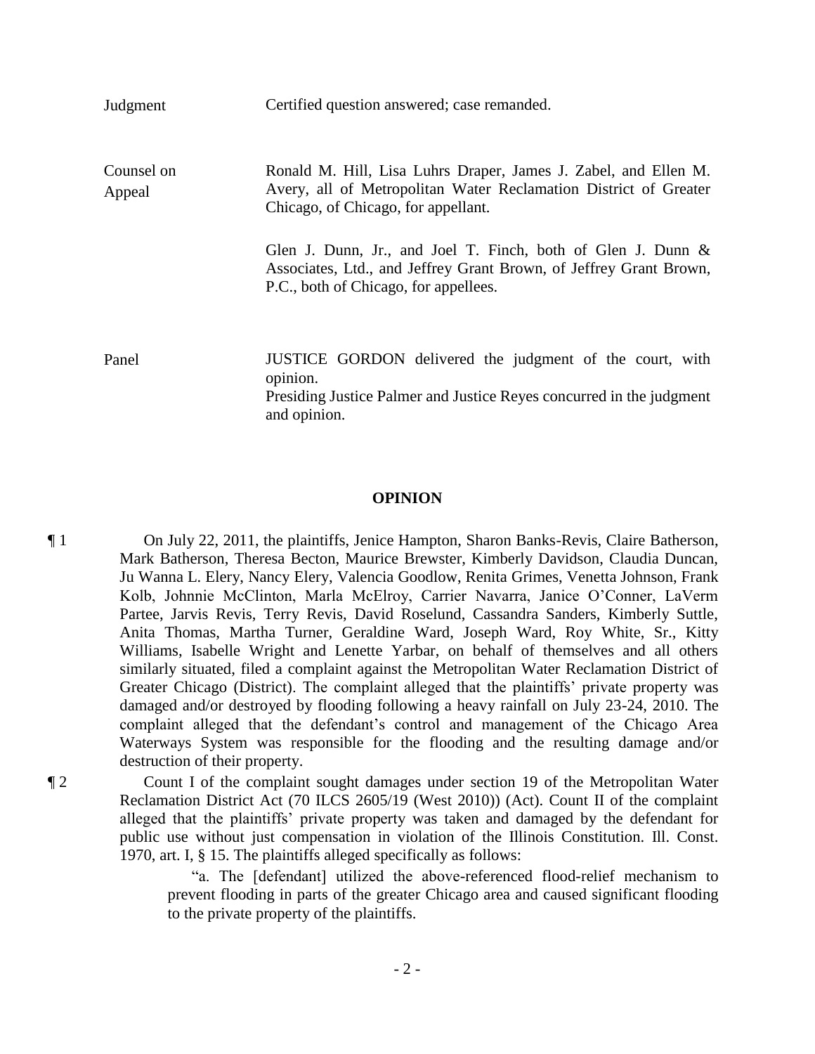| | |
|---|---|
| Judgment | Certified question answered; case remanded. |
| Counsel on Appeal | Ronald M. Hill, Lisa Luhrs Draper, James J. Zabel, and Ellen M. Avery, all of Metropolitan Water Reclamation District of Greater Chicago, of Chicago, for appellant.<br><br>Glen J. Dunn, Jr., and Joel T. Finch, both of Glen J. Dunn & Associates, Ltd., and Jeffrey Grant Brown, of Jeffrey Grant Brown, P.C., both of Chicago, for appellees. |
| Panel | JUSTICE GORDON delivered the judgment of the court, with opinion.<br>Presiding Justice Palmer and Justice Reyes concurred in the judgment and opinion. |

## OPINION

¶ 1 On July 22, 2011, the plaintiffs, Jenice Hampton, Sharon Banks-Revis, Claire Batherson, Mark Batherson, Theresa Becton, Maurice Brewster, Kimberly Davidson, Claudia Duncan, Ju Wanna L. Elery, Nancy Elery, Valencia Goodlow, Renita Grimes, Venetta Johnson, Frank Kolb, Johnnie McClinton, Marla McElroy, Carrier Navarra, Janice O'Conner, LaVerm Partee, Jarvis Revis, Terry Revis, David Roselund, Cassandra Sanders, Kimberly Suttle, Anita Thomas, Martha Turner, Geraldine Ward, Joseph Ward, Roy White, Sr., Kitty Williams, Isabelle Wright and Lenette Yarbar, on behalf of themselves and all others similarly situated, filed a complaint against the Metropolitan Water Reclamation District of Greater Chicago (District). The complaint alleged that the plaintiffs' private property was damaged and/or destroyed by flooding following a heavy rainfall on July 23-24, 2010. The complaint alleged that the defendant's control and management of the Chicago Area Waterways System was responsible for the flooding and the resulting damage and/or destruction of their property.

¶ 2 Count I of the complaint sought damages under section 19 of the Metropolitan Water Reclamation District Act (70 ILCS 2605/19 (West 2010)) (Act). Count II of the complaint alleged that the plaintiffs' private property was taken and damaged by the defendant for public use without just compensation in violation of the Illinois Constitution. Ill. Const. 1970, art. I, § 15. The plaintiffs alleged specifically as follows:

> "a. The [defendant] utilized the above-referenced flood-relief mechanism to prevent flooding in parts of the greater Chicago area and caused significant flooding to the private property of the plaintiffs.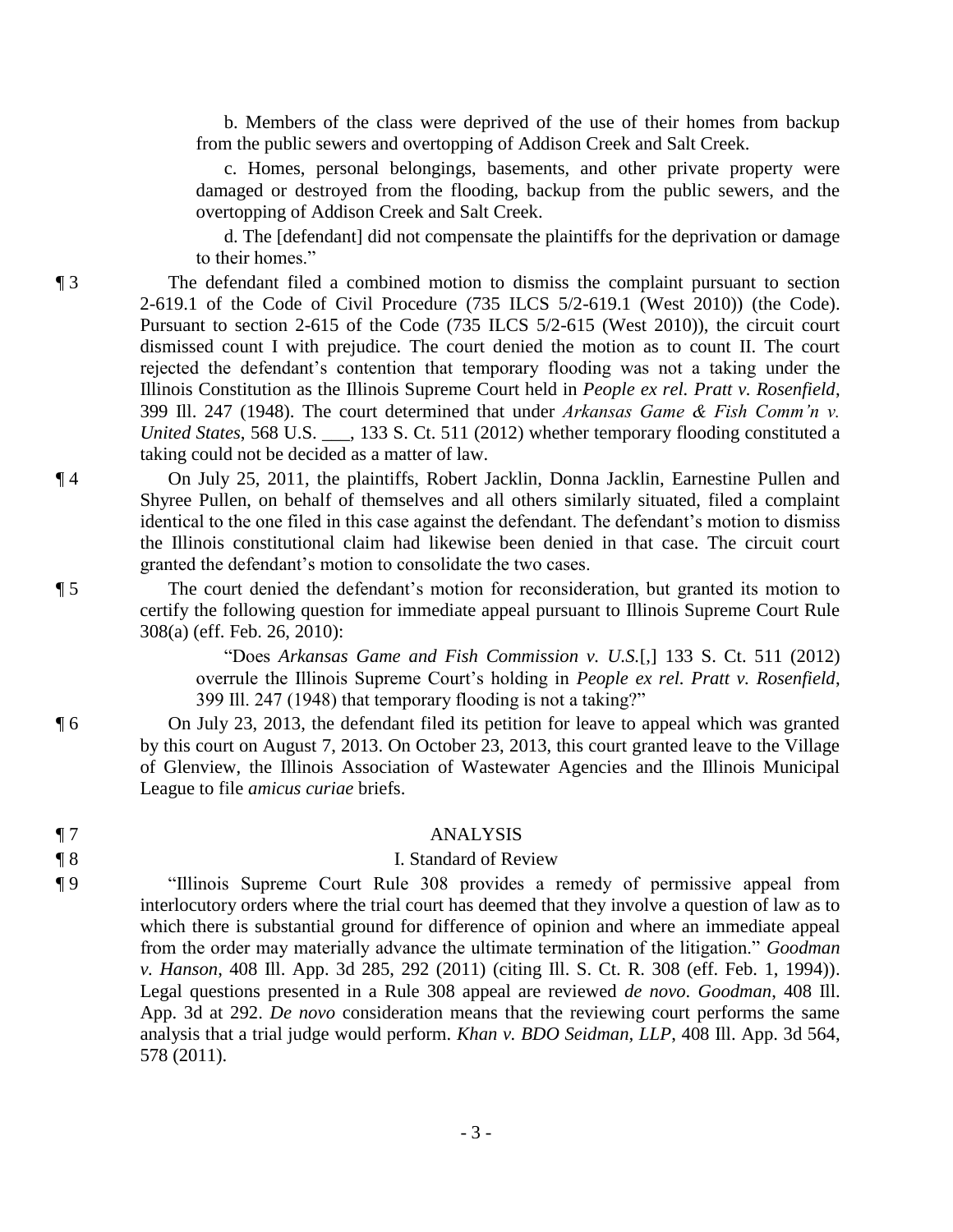b. Members of the class were deprived of the use of their homes from backup from the public sewers and overtopping of Addison Creek and Salt Creek.

c. Homes, personal belongings, basements, and other private property were damaged or destroyed from the flooding, backup from the public sewers, and the overtopping of Addison Creek and Salt Creek.

d. The [defendant] did not compensate the plaintiffs for the deprivation or damage to their homes."

¶ 3 The defendant filed a combined motion to dismiss the complaint pursuant to section 2-619.1 of the Code of Civil Procedure (735 ILCS 5/2-619.1 (West 2010)) (the Code). Pursuant to section 2-615 of the Code (735 ILCS 5/2-615 (West 2010)), the circuit court dismissed count I with prejudice. The court denied the motion as to count II. The court rejected the defendant's contention that temporary flooding was not a taking under the Illinois Constitution as the Illinois Supreme Court held in *People ex rel. Pratt v. Rosenfield*, 399 Ill. 247 (1948). The court determined that under *Arkansas Game & Fish Comm'n v. United States*, 568 U.S. ___, 133 S. Ct. 511 (2012) whether temporary flooding constituted a taking could not be decided as a matter of law.

¶ 4 On July 25, 2011, the plaintiffs, Robert Jacklin, Donna Jacklin, Earnestine Pullen and Shyree Pullen, on behalf of themselves and all others similarly situated, filed a complaint identical to the one filed in this case against the defendant. The defendant's motion to dismiss the Illinois constitutional claim had likewise been denied in that case. The circuit court granted the defendant's motion to consolidate the two cases.

¶ 5 The court denied the defendant's motion for reconsideration, but granted its motion to certify the following question for immediate appeal pursuant to Illinois Supreme Court Rule 308(a) (eff. Feb. 26, 2010):

> "Does *Arkansas Game and Fish Commission v. U.S.*[,] 133 S. Ct. 511 (2012) overrule the Illinois Supreme Court's holding in *People ex rel. Pratt v. Rosenfield*, 399 Ill. 247 (1948) that temporary flooding is not a taking?"

¶ 6 On July 23, 2013, the defendant filed its petition for leave to appeal which was granted by this court on August 7, 2013. On October 23, 2013, this court granted leave to the Village of Glenview, the Illinois Association of Wastewater Agencies and the Illinois Municipal League to file *amicus curiae* briefs.

## ¶ 7 ANALYSIS

### ¶ 8 I. Standard of Review

¶ 9 "Illinois Supreme Court Rule 308 provides a remedy of permissive appeal from interlocutory orders where the trial court has deemed that they involve a question of law as to which there is substantial ground for difference of opinion and where an immediate appeal from the order may materially advance the ultimate termination of the litigation." *Goodman v. Hanson*, 408 Ill. App. 3d 285, 292 (2011) (citing Ill. S. Ct. R. 308 (eff. Feb. 1, 1994)). Legal questions presented in a Rule 308 appeal are reviewed *de novo*. *Goodman*, 408 Ill. App. 3d at 292. *De novo* consideration means that the reviewing court performs the same analysis that a trial judge would perform. *Khan v. BDO Seidman, LLP*, 408 Ill. App. 3d 564, 578 (2011).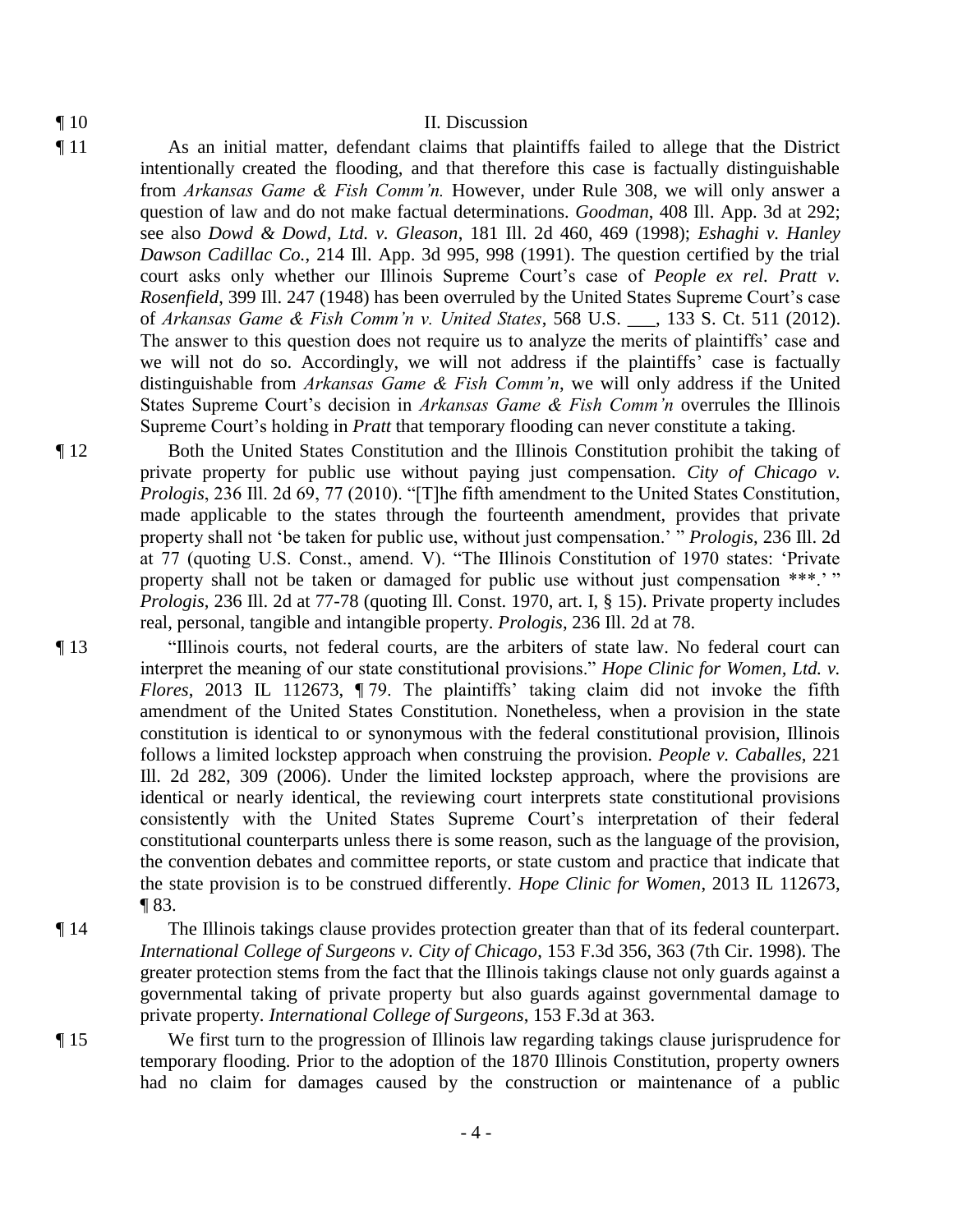¶ 10 II. Discussion

¶ 11 As an initial matter, defendant claims that plaintiffs failed to allege that the District intentionally created the flooding, and that therefore this case is factually distinguishable from *Arkansas Game & Fish Comm'n.* However, under Rule 308, we will only answer a question of law and do not make factual determinations. *Goodman*, 408 Ill. App. 3d at 292; see also *Dowd & Dowd, Ltd. v. Gleason*, 181 Ill. 2d 460, 469 (1998); *Eshaghi v. Hanley Dawson Cadillac Co.*, 214 Ill. App. 3d 995, 998 (1991). The question certified by the trial court asks only whether our Illinois Supreme Court's case of *People ex rel. Pratt v. Rosenfield*, 399 Ill. 247 (1948) has been overruled by the United States Supreme Court's case of *Arkansas Game & Fish Comm'n v. United States*, 568 U.S. \_\_\_, 133 S. Ct. 511 (2012). The answer to this question does not require us to analyze the merits of plaintiffs' case and we will not do so. Accordingly, we will not address if the plaintiffs' case is factually distinguishable from *Arkansas Game & Fish Comm'n*, we will only address if the United States Supreme Court's decision in *Arkansas Game & Fish Comm'n* overrules the Illinois Supreme Court's holding in *Pratt* that temporary flooding can never constitute a taking.

¶ 12 Both the United States Constitution and the Illinois Constitution prohibit the taking of private property for public use without paying just compensation. *City of Chicago v. Prologis*, 236 Ill. 2d 69, 77 (2010). "[T]he fifth amendment to the United States Constitution, made applicable to the states through the fourteenth amendment, provides that private property shall not 'be taken for public use, without just compensation.' " *Prologis*, 236 Ill. 2d at 77 (quoting U.S. Const., amend. V). "The Illinois Constitution of 1970 states: 'Private property shall not be taken or damaged for public use without just compensation \*\*\*.' " *Prologis*, 236 Ill. 2d at 77-78 (quoting Ill. Const. 1970, art. I, § 15). Private property includes real, personal, tangible and intangible property. *Prologis*, 236 Ill. 2d at 78.

¶ 13 "Illinois courts, not federal courts, are the arbiters of state law. No federal court can interpret the meaning of our state constitutional provisions." *Hope Clinic for Women, Ltd. v. Flores*, 2013 IL 112673, ¶ 79. The plaintiffs' taking claim did not invoke the fifth amendment of the United States Constitution. Nonetheless, when a provision in the state constitution is identical to or synonymous with the federal constitutional provision, Illinois follows a limited lockstep approach when construing the provision. *People v. Caballes*, 221 Ill. 2d 282, 309 (2006). Under the limited lockstep approach, where the provisions are identical or nearly identical, the reviewing court interprets state constitutional provisions consistently with the United States Supreme Court's interpretation of their federal constitutional counterparts unless there is some reason, such as the language of the provision, the convention debates and committee reports, or state custom and practice that indicate that the state provision is to be construed differently. *Hope Clinic for Women*, 2013 IL 112673, ¶ 83.

¶ 14 The Illinois takings clause provides protection greater than that of its federal counterpart. *International College of Surgeons v. City of Chicago*, 153 F.3d 356, 363 (7th Cir. 1998). The greater protection stems from the fact that the Illinois takings clause not only guards against a governmental taking of private property but also guards against governmental damage to private property. *International College of Surgeons*, 153 F.3d at 363.

¶ 15 We first turn to the progression of Illinois law regarding takings clause jurisprudence for temporary flooding. Prior to the adoption of the 1870 Illinois Constitution, property owners had no claim for damages caused by the construction or maintenance of a public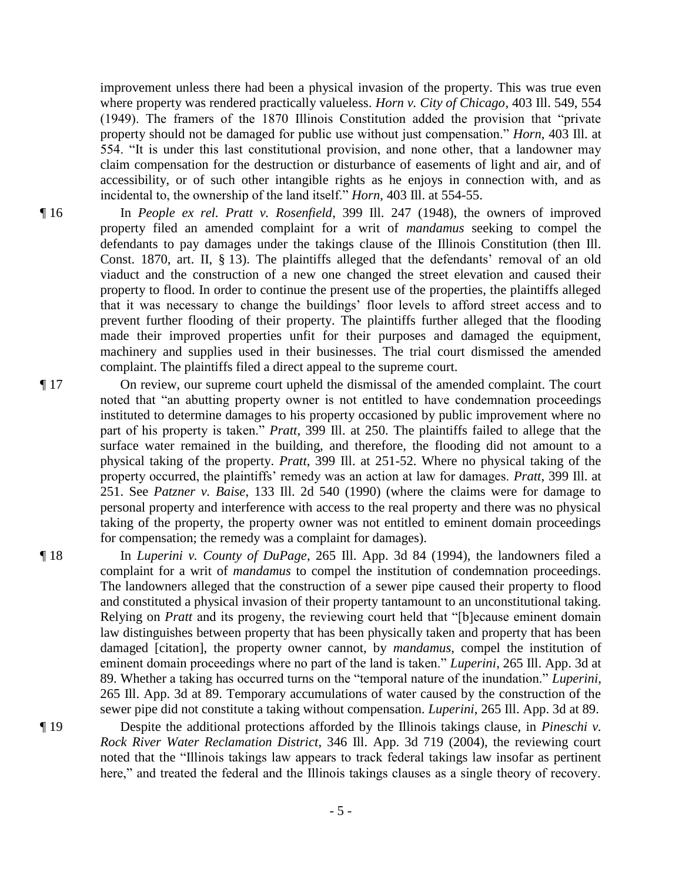improvement unless there had been a physical invasion of the property. This was true even where property was rendered practically valueless. *Horn v. City of Chicago*, 403 Ill. 549, 554 (1949). The framers of the 1870 Illinois Constitution added the provision that "private property should not be damaged for public use without just compensation." *Horn*, 403 Ill. at 554. "It is under this last constitutional provision, and none other, that a landowner may claim compensation for the destruction or disturbance of easements of light and air, and of accessibility, or of such other intangible rights as he enjoys in connection with, and as incidental to, the ownership of the land itself." *Horn*, 403 Ill. at 554-55.

¶ 16 In *People ex rel. Pratt v. Rosenfield*, 399 Ill. 247 (1948), the owners of improved property filed an amended complaint for a writ of *mandamus* seeking to compel the defendants to pay damages under the takings clause of the Illinois Constitution (then Ill. Const. 1870, art. II, § 13). The plaintiffs alleged that the defendants' removal of an old viaduct and the construction of a new one changed the street elevation and caused their property to flood. In order to continue the present use of the properties, the plaintiffs alleged that it was necessary to change the buildings' floor levels to afford street access and to prevent further flooding of their property. The plaintiffs further alleged that the flooding made their improved properties unfit for their purposes and damaged the equipment, machinery and supplies used in their businesses. The trial court dismissed the amended complaint. The plaintiffs filed a direct appeal to the supreme court.

¶ 17 On review, our supreme court upheld the dismissal of the amended complaint. The court noted that "an abutting property owner is not entitled to have condemnation proceedings instituted to determine damages to his property occasioned by public improvement where no part of his property is taken." *Pratt*, 399 Ill. at 250. The plaintiffs failed to allege that the surface water remained in the building, and therefore, the flooding did not amount to a physical taking of the property. *Pratt*, 399 Ill. at 251-52. Where no physical taking of the property occurred, the plaintiffs' remedy was an action at law for damages. *Pratt*, 399 Ill. at 251. See *Patzner v. Baise*, 133 Ill. 2d 540 (1990) (where the claims were for damage to personal property and interference with access to the real property and there was no physical taking of the property, the property owner was not entitled to eminent domain proceedings for compensation; the remedy was a complaint for damages).

¶ 18 In *Luperini v. County of DuPage*, 265 Ill. App. 3d 84 (1994), the landowners filed a complaint for a writ of *mandamus* to compel the institution of condemnation proceedings. The landowners alleged that the construction of a sewer pipe caused their property to flood and constituted a physical invasion of their property tantamount to an unconstitutional taking. Relying on *Pratt* and its progeny, the reviewing court held that "[b]ecause eminent domain law distinguishes between property that has been physically taken and property that has been damaged [citation], the property owner cannot, by *mandamus*, compel the institution of eminent domain proceedings where no part of the land is taken." *Luperini*, 265 Ill. App. 3d at 89. Whether a taking has occurred turns on the "temporal nature of the inundation." *Luperini*, 265 Ill. App. 3d at 89. Temporary accumulations of water caused by the construction of the sewer pipe did not constitute a taking without compensation. *Luperini*, 265 Ill. App. 3d at 89.

¶ 19 Despite the additional protections afforded by the Illinois takings clause, in *Pineschi v. Rock River Water Reclamation District*, 346 Ill. App. 3d 719 (2004), the reviewing court noted that the "Illinois takings law appears to track federal takings law insofar as pertinent here," and treated the federal and the Illinois takings clauses as a single theory of recovery.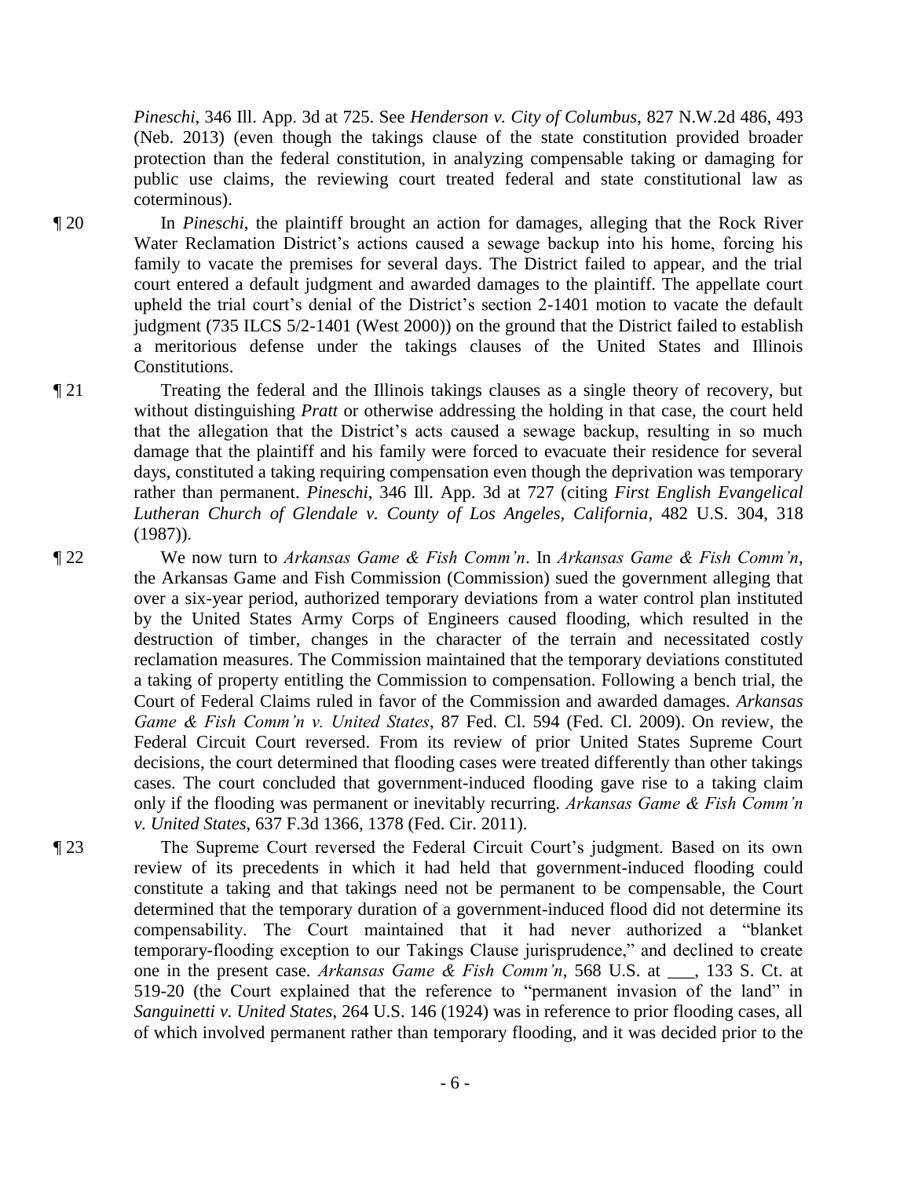*Pineschi*, 346 Ill. App. 3d at 725. See *Henderson v. City of Columbus*, 827 N.W.2d 486, 493 (Neb. 2013) (even though the takings clause of the state constitution provided broader protection than the federal constitution, in analyzing compensable taking or damaging for public use claims, the reviewing court treated federal and state constitutional law as coterminous).

¶ 20 In *Pineschi*, the plaintiff brought an action for damages, alleging that the Rock River Water Reclamation District's actions caused a sewage backup into his home, forcing his family to vacate the premises for several days. The District failed to appear, and the trial court entered a default judgment and awarded damages to the plaintiff. The appellate court upheld the trial court's denial of the District's section 2-1401 motion to vacate the default judgment (735 ILCS 5/2-1401 (West 2000)) on the ground that the District failed to establish a meritorious defense under the takings clauses of the United States and Illinois Constitutions.

¶ 21 Treating the federal and the Illinois takings clauses as a single theory of recovery, but without distinguishing *Pratt* or otherwise addressing the holding in that case, the court held that the allegation that the District's acts caused a sewage backup, resulting in so much damage that the plaintiff and his family were forced to evacuate their residence for several days, constituted a taking requiring compensation even though the deprivation was temporary rather than permanent. *Pineschi*, 346 Ill. App. 3d at 727 (citing *First English Evangelical Lutheran Church of Glendale v. County of Los Angeles, California*, 482 U.S. 304, 318 (1987)).

¶ 22 We now turn to *Arkansas Game & Fish Comm'n*. In *Arkansas Game & Fish Comm'n*, the Arkansas Game and Fish Commission (Commission) sued the government alleging that over a six-year period, authorized temporary deviations from a water control plan instituted by the United States Army Corps of Engineers caused flooding, which resulted in the destruction of timber, changes in the character of the terrain and necessitated costly reclamation measures. The Commission maintained that the temporary deviations constituted a taking of property entitling the Commission to compensation. Following a bench trial, the Court of Federal Claims ruled in favor of the Commission and awarded damages. *Arkansas Game & Fish Comm'n v. United States*, 87 Fed. Cl. 594 (Fed. Cl. 2009). On review, the Federal Circuit Court reversed. From its review of prior United States Supreme Court decisions, the court determined that flooding cases were treated differently than other takings cases. The court concluded that government-induced flooding gave rise to a taking claim only if the flooding was permanent or inevitably recurring. *Arkansas Game & Fish Comm'n v. United States*, 637 F.3d 1366, 1378 (Fed. Cir. 2011).

¶ 23 The Supreme Court reversed the Federal Circuit Court's judgment. Based on its own review of its precedents in which it had held that government-induced flooding could constitute a taking and that takings need not be permanent to be compensable, the Court determined that the temporary duration of a government-induced flood did not determine its compensability. The Court maintained that it had never authorized a "blanket temporary-flooding exception to our Takings Clause jurisprudence," and declined to create one in the present case. *Arkansas Game & Fish Comm'n*, 568 U.S. at \_\_\_, 133 S. Ct. at 519-20 (the Court explained that the reference to "permanent invasion of the land" in *Sanguinetti v. United States*, 264 U.S. 146 (1924) was in reference to prior flooding cases, all of which involved permanent rather than temporary flooding, and it was decided prior to the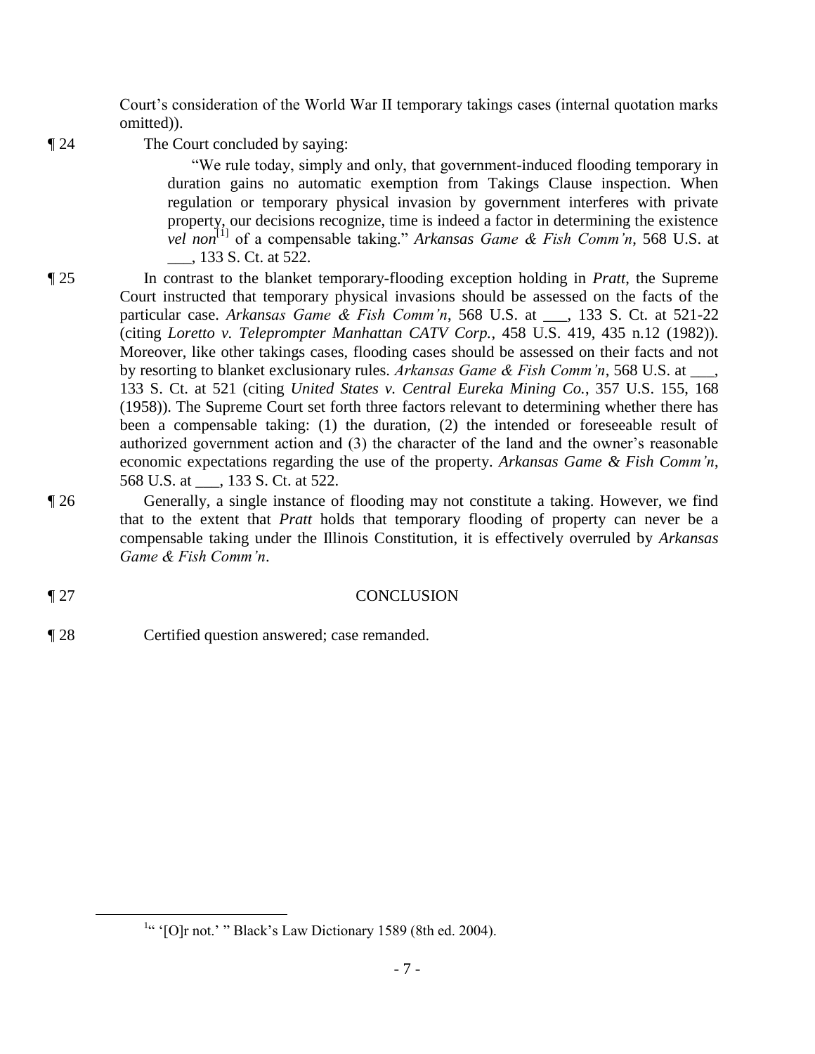Court's consideration of the World War II temporary takings cases (internal quotation marks omitted)).

¶ 24 The Court concluded by saying:

> "We rule today, simply and only, that government-induced flooding temporary in duration gains no automatic exemption from Takings Clause inspection. When regulation or temporary physical invasion by government interferes with private property, our decisions recognize, time is indeed a factor in determining the existence *vel non*[1] of a compensable taking." *Arkansas Game & Fish Comm'n*, 568 U.S. at ___, 133 S. Ct. at 522.

¶ 25 In contrast to the blanket temporary-flooding exception holding in *Pratt*, the Supreme Court instructed that temporary physical invasions should be assessed on the facts of the particular case. *Arkansas Game & Fish Comm'n*, 568 U.S. at ___, 133 S. Ct. at 521-22 (citing *Loretto v. Teleprompter Manhattan CATV Corp.*, 458 U.S. 419, 435 n.12 (1982)). Moreover, like other takings cases, flooding cases should be assessed on their facts and not by resorting to blanket exclusionary rules. *Arkansas Game & Fish Comm'n*, 568 U.S. at ___, 133 S. Ct. at 521 (citing *United States v. Central Eureka Mining Co.*, 357 U.S. 155, 168 (1958)). The Supreme Court set forth three factors relevant to determining whether there has been a compensable taking: (1) the duration, (2) the intended or foreseeable result of authorized government action and (3) the character of the land and the owner's reasonable economic expectations regarding the use of the property. *Arkansas Game & Fish Comm'n*, 568 U.S. at ___, 133 S. Ct. at 522.

¶ 26 Generally, a single instance of flooding may not constitute a taking. However, we find that to the extent that *Pratt* holds that temporary flooding of property can never be a compensable taking under the Illinois Constitution, it is effectively overruled by *Arkansas Game & Fish Comm'n*.

¶ 27 CONCLUSION

¶ 28 Certified question answered; case remanded.

---

[1] " '[O]r not.' " Black's Law Dictionary 1589 (8th ed. 2004).